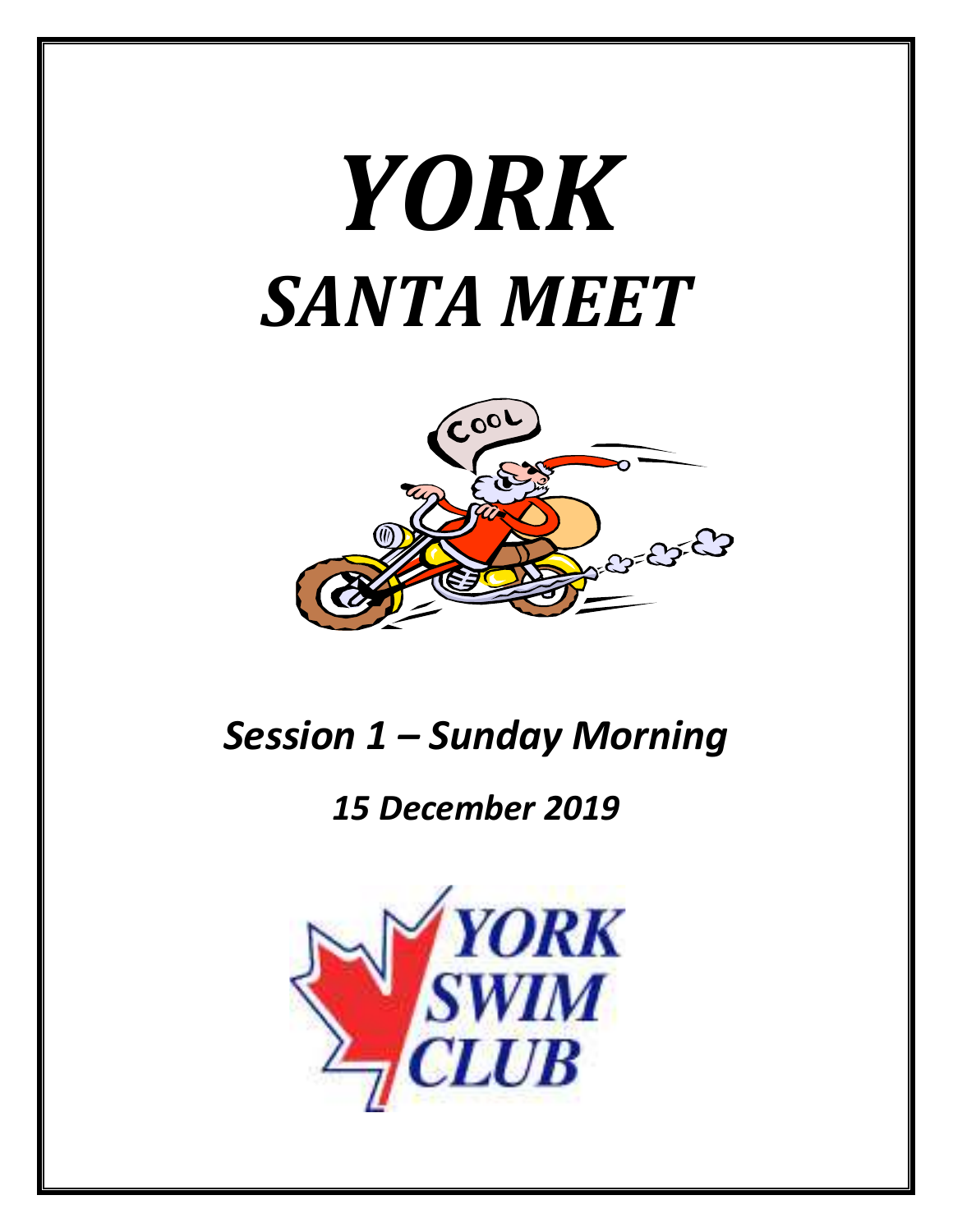# *YORK*
# *SANTA MEET*

## *Session 1 – Sunday Morning*

### *15 December 2019*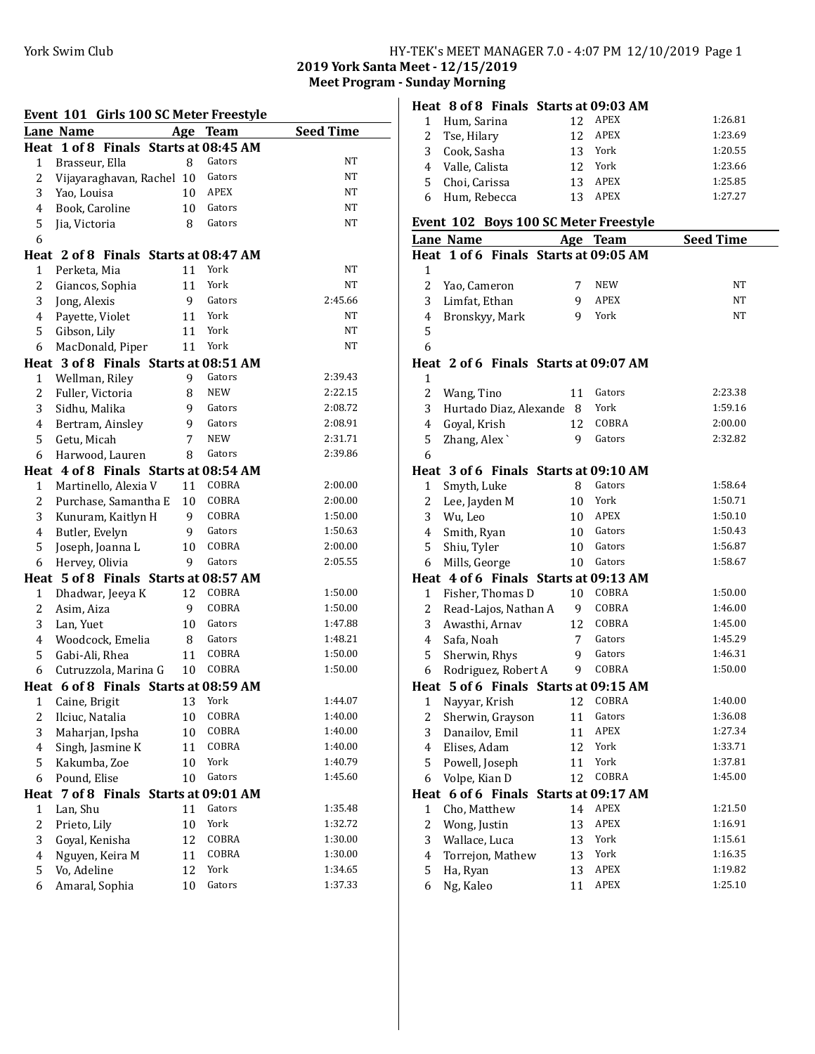**2019 York Santa Meet - 12/15/2019**
**Meet Program - Sunday Morning**

### Event 101 Girls 100 SC Meter Freestyle

| Lane | Name | Age | Team | Seed Time |
|---|---|---|---|---|
| **Heat 1 of 8 Finals Starts at 08:45 AM** | | | | |
| 1 | Brasseur, Ella | 8 | Gators | NT |
| 2 | Vijayaraghavan, Rachel | 10 | Gators | NT |
| 3 | Yao, Louisa | 10 | APEX | NT |
| 4 | Book, Caroline | 10 | Gators | NT |
| 5 | Jia, Victoria | 8 | Gators | NT |
| 6 | | | | |
| **Heat 2 of 8 Finals Starts at 08:47 AM** | | | | |
| 1 | Perketa, Mia | 11 | York | NT |
| 2 | Giancos, Sophia | 11 | York | NT |
| 3 | Jong, Alexis | 9 | Gators | 2:45.66 |
| 4 | Payette, Violet | 11 | York | NT |
| 5 | Gibson, Lily | 11 | York | NT |
| 6 | MacDonald, Piper | 11 | York | NT |
| **Heat 3 of 8 Finals Starts at 08:51 AM** | | | | |
| 1 | Wellman, Riley | 9 | Gators | 2:39.43 |
| 2 | Fuller, Victoria | 8 | NEW | 2:22.15 |
| 3 | Sidhu, Malika | 9 | Gators | 2:08.72 |
| 4 | Bertram, Ainsley | 9 | Gators | 2:08.91 |
| 5 | Getu, Micah | 7 | NEW | 2:31.71 |
| 6 | Harwood, Lauren | 8 | Gators | 2:39.86 |
| **Heat 4 of 8 Finals Starts at 08:54 AM** | | | | |
| 1 | Martinello, Alexia V | 11 | COBRA | 2:00.00 |
| 2 | Purchase, Samantha E | 10 | COBRA | 2:00.00 |
| 3 | Kunuram, Kaitlyn H | 9 | COBRA | 1:50.00 |
| 4 | Butler, Evelyn | 9 | Gators | 1:50.63 |
| 5 | Joseph, Joanna L | 10 | COBRA | 2:00.00 |
| 6 | Hervey, Olivia | 9 | Gators | 2:05.55 |
| **Heat 5 of 8 Finals Starts at 08:57 AM** | | | | |
| 1 | Dhadwar, Jeeya K | 12 | COBRA | 1:50.00 |
| 2 | Asim, Aiza | 9 | COBRA | 1:50.00 |
| 3 | Lan, Yuet | 10 | Gators | 1:47.88 |
| 4 | Woodcock, Emelia | 8 | Gators | 1:48.21 |
| 5 | Gabi-Ali, Rhea | 11 | COBRA | 1:50.00 |
| 6 | Cutruzzola, Marina G | 10 | COBRA | 1:50.00 |
| **Heat 6 of 8 Finals Starts at 08:59 AM** | | | | |
| 1 | Caine, Brigit | 13 | York | 1:44.07 |
| 2 | Ilciuc, Natalia | 10 | COBRA | 1:40.00 |
| 3 | Maharjan, Ipsha | 10 | COBRA | 1:40.00 |
| 4 | Singh, Jasmine K | 11 | COBRA | 1:40.00 |
| 5 | Kakumba, Zoe | 10 | York | 1:40.79 |
| 6 | Pound, Elise | 10 | Gators | 1:45.60 |
| **Heat 7 of 8 Finals Starts at 09:01 AM** | | | | |
| 1 | Lan, Shu | 11 | Gators | 1:35.48 |
| 2 | Prieto, Lily | 10 | York | 1:32.72 |
| 3 | Goyal, Kenisha | 12 | COBRA | 1:30.00 |
| 4 | Nguyen, Keira M | 11 | COBRA | 1:30.00 |
| 5 | Vo, Adeline | 12 | York | 1:34.65 |
| 6 | Amaral, Sophia | 10 | Gators | 1:37.33 |
| **Heat 8 of 8 Finals Starts at 09:03 AM** | | | | |
| 1 | Hum, Sarina | 12 | APEX | 1:26.81 |
| 2 | Tse, Hilary | 12 | APEX | 1:23.69 |
| 3 | Cook, Sasha | 13 | York | 1:20.55 |
| 4 | Valle, Calista | 12 | York | 1:23.66 |
| 5 | Choi, Carissa | 13 | APEX | 1:25.85 |
| 6 | Hum, Rebecca | 13 | APEX | 1:27.27 |

### Event 102 Boys 100 SC Meter Freestyle

| Lane | Name | Age | Team | Seed Time |
|---|---|---|---|---|
| **Heat 1 of 6 Finals Starts at 09:05 AM** | | | | |
| 1 | | | | |
| 2 | Yao, Cameron | 7 | NEW | NT |
| 3 | Limfat, Ethan | 9 | APEX | NT |
| 4 | Bronskyy, Mark | 9 | York | NT |
| 5 | | | | |
| 6 | | | | |
| **Heat 2 of 6 Finals Starts at 09:07 AM** | | | | |
| 1 | | | | |
| 2 | Wang, Tino | 11 | Gators | 2:23.38 |
| 3 | Hurtado Diaz, Alexande | 8 | York | 1:59.16 |
| 4 | Goyal, Krish | 12 | COBRA | 2:00.00 |
| 5 | Zhang, Alex ` | 9 | Gators | 2:32.82 |
| 6 | | | | |
| **Heat 3 of 6 Finals Starts at 09:10 AM** | | | | |
| 1 | Smyth, Luke | 8 | Gators | 1:58.64 |
| 2 | Lee, Jayden M | 10 | York | 1:50.71 |
| 3 | Wu, Leo | 10 | APEX | 1:50.10 |
| 4 | Smith, Ryan | 10 | Gators | 1:50.43 |
| 5 | Shiu, Tyler | 10 | Gators | 1:56.87 |
| 6 | Mills, George | 10 | Gators | 1:58.67 |
| **Heat 4 of 6 Finals Starts at 09:13 AM** | | | | |
| 1 | Fisher, Thomas D | 10 | COBRA | 1:50.00 |
| 2 | Read-Lajos, Nathan A | 9 | COBRA | 1:46.00 |
| 3 | Awasthi, Arnav | 12 | COBRA | 1:45.00 |
| 4 | Safa, Noah | 7 | Gators | 1:45.29 |
| 5 | Sherwin, Rhys | 9 | Gators | 1:46.31 |
| 6 | Rodriguez, Robert A | 9 | COBRA | 1:50.00 |
| **Heat 5 of 6 Finals Starts at 09:15 AM** | | | | |
| 1 | Nayyar, Krish | 12 | COBRA | 1:40.00 |
| 2 | Sherwin, Grayson | 11 | Gators | 1:36.08 |
| 3 | Danailov, Emil | 11 | APEX | 1:27.34 |
| 4 | Elises, Adam | 12 | York | 1:33.71 |
| 5 | Powell, Joseph | 11 | York | 1:37.81 |
| 6 | Volpe, Kian D | 12 | COBRA | 1:45.00 |
| **Heat 6 of 6 Finals Starts at 09:17 AM** | | | | |
| 1 | Cho, Matthew | 14 | APEX | 1:21.50 |
| 2 | Wong, Justin | 13 | APEX | 1:16.91 |
| 3 | Wallace, Luca | 13 | York | 1:15.61 |
| 4 | Torrejon, Mathew | 13 | York | 1:16.35 |
| 5 | Ha, Ryan | 13 | APEX | 1:19.82 |
| 6 | Ng, Kaleo | 11 | APEX | 1:25.10 |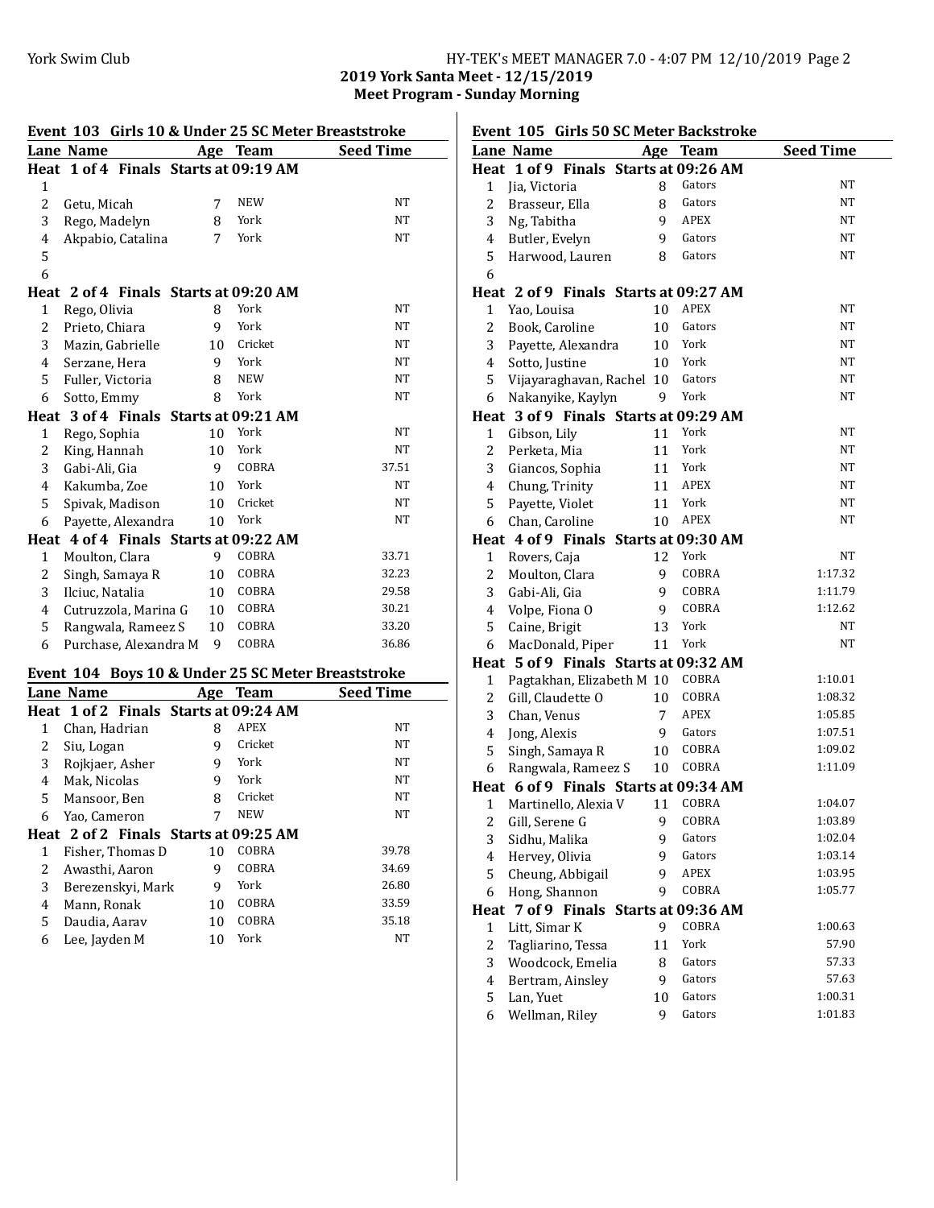York Swim Club

**2019 York Santa Meet - 12/15/2019**
**Meet Program - Sunday Morning**

### Event 103 Girls 10 & Under 25 SC Meter Breaststroke

| Lane | Name | Age | Team | Seed Time |
|---|---|---|---|---|
| **Heat 1 of 4 Finals Starts at 09:19 AM** | | | | |
| 1 | | | | |
| 2 | Getu, Micah | 7 | NEW | NT |
| 3 | Rego, Madelyn | 8 | York | NT |
| 4 | Akpabio, Catalina | 7 | York | NT |
| 5 | | | | |
| 6 | | | | |
| **Heat 2 of 4 Finals Starts at 09:20 AM** | | | | |
| 1 | Rego, Olivia | 8 | York | NT |
| 2 | Prieto, Chiara | 9 | York | NT |
| 3 | Mazin, Gabrielle | 10 | Cricket | NT |
| 4 | Serzane, Hera | 9 | York | NT |
| 5 | Fuller, Victoria | 8 | NEW | NT |
| 6 | Sotto, Emmy | 8 | York | NT |
| **Heat 3 of 4 Finals Starts at 09:21 AM** | | | | |
| 1 | Rego, Sophia | 10 | York | NT |
| 2 | King, Hannah | 10 | York | NT |
| 3 | Gabi-Ali, Gia | 9 | COBRA | 37.51 |
| 4 | Kakumba, Zoe | 10 | York | NT |
| 5 | Spivak, Madison | 10 | Cricket | NT |
| 6 | Payette, Alexandra | 10 | York | NT |
| **Heat 4 of 4 Finals Starts at 09:22 AM** | | | | |
| 1 | Moulton, Clara | 9 | COBRA | 33.71 |
| 2 | Singh, Samaya R | 10 | COBRA | 32.23 |
| 3 | Ilciuc, Natalia | 10 | COBRA | 29.58 |
| 4 | Cutruzzola, Marina G | 10 | COBRA | 30.21 |
| 5 | Rangwala, Rameez S | 10 | COBRA | 33.20 |
| 6 | Purchase, Alexandra M | 9 | COBRA | 36.86 |

### Event 104 Boys 10 & Under 25 SC Meter Breaststroke

| Lane | Name | Age | Team | Seed Time |
|---|---|---|---|---|
| **Heat 1 of 2 Finals Starts at 09:24 AM** | | | | |
| 1 | Chan, Hadrian | 8 | APEX | NT |
| 2 | Siu, Logan | 9 | Cricket | NT |
| 3 | Rojkjaer, Asher | 9 | York | NT |
| 4 | Mak, Nicolas | 9 | York | NT |
| 5 | Mansoor, Ben | 8 | Cricket | NT |
| 6 | Yao, Cameron | 7 | NEW | NT |
| **Heat 2 of 2 Finals Starts at 09:25 AM** | | | | |
| 1 | Fisher, Thomas D | 10 | COBRA | 39.78 |
| 2 | Awasthi, Aaron | 9 | COBRA | 34.69 |
| 3 | Berezenskyi, Mark | 9 | York | 26.80 |
| 4 | Mann, Ronak | 10 | COBRA | 33.59 |
| 5 | Daudia, Aarav | 10 | COBRA | 35.18 |
| 6 | Lee, Jayden M | 10 | York | NT |

### Event 105 Girls 50 SC Meter Backstroke

| Lane | Name | Age | Team | Seed Time |
|---|---|---|---|---|
| **Heat 1 of 9 Finals Starts at 09:26 AM** | | | | |
| 1 | Jia, Victoria | 8 | Gators | NT |
| 2 | Brasseur, Ella | 8 | Gators | NT |
| 3 | Ng, Tabitha | 9 | APEX | NT |
| 4 | Butler, Evelyn | 9 | Gators | NT |
| 5 | Harwood, Lauren | 8 | Gators | NT |
| 6 | | | | |
| **Heat 2 of 9 Finals Starts at 09:27 AM** | | | | |
| 1 | Yao, Louisa | 10 | APEX | NT |
| 2 | Book, Caroline | 10 | Gators | NT |
| 3 | Payette, Alexandra | 10 | York | NT |
| 4 | Sotto, Justine | 10 | York | NT |
| 5 | Vijayaraghavan, Rachel | 10 | Gators | NT |
| 6 | Nakanyike, Kaylyn | 9 | York | NT |
| **Heat 3 of 9 Finals Starts at 09:29 AM** | | | | |
| 1 | Gibson, Lily | 11 | York | NT |
| 2 | Perketa, Mia | 11 | York | NT |
| 3 | Giancos, Sophia | 11 | York | NT |
| 4 | Chung, Trinity | 11 | APEX | NT |
| 5 | Payette, Violet | 11 | York | NT |
| 6 | Chan, Caroline | 10 | APEX | NT |
| **Heat 4 of 9 Finals Starts at 09:30 AM** | | | | |
| 1 | Rovers, Caja | 12 | York | NT |
| 2 | Moulton, Clara | 9 | COBRA | 1:17.32 |
| 3 | Gabi-Ali, Gia | 9 | COBRA | 1:11.79 |
| 4 | Volpe, Fiona O | 9 | COBRA | 1:12.62 |
| 5 | Caine, Brigit | 13 | York | NT |
| 6 | MacDonald, Piper | 11 | York | NT |
| **Heat 5 of 9 Finals Starts at 09:32 AM** | | | | |
| 1 | Pagtakhan, Elizabeth M | 10 | COBRA | 1:10.01 |
| 2 | Gill, Claudette O | 10 | COBRA | 1:08.32 |
| 3 | Chan, Venus | 7 | APEX | 1:05.85 |
| 4 | Jong, Alexis | 9 | Gators | 1:07.51 |
| 5 | Singh, Samaya R | 10 | COBRA | 1:09.02 |
| 6 | Rangwala, Rameez S | 10 | COBRA | 1:11.09 |
| **Heat 6 of 9 Finals Starts at 09:34 AM** | | | | |
| 1 | Martinello, Alexia V | 11 | COBRA | 1:04.07 |
| 2 | Gill, Serene G | 9 | COBRA | 1:03.89 |
| 3 | Sidhu, Malika | 9 | Gators | 1:02.04 |
| 4 | Hervey, Olivia | 9 | Gators | 1:03.14 |
| 5 | Cheung, Abbigail | 9 | APEX | 1:03.95 |
| 6 | Hong, Shannon | 9 | COBRA | 1:05.77 |
| **Heat 7 of 9 Finals Starts at 09:36 AM** | | | | |
| 1 | Litt, Simar K | 9 | COBRA | 1:00.63 |
| 2 | Tagliarino, Tessa | 11 | York | 57.90 |
| 3 | Woodcock, Emelia | 8 | Gators | 57.33 |
| 4 | Bertram, Ainsley | 9 | Gators | 57.63 |
| 5 | Lan, Yuet | 10 | Gators | 1:00.31 |
| 6 | Wellman, Riley | 9 | Gators | 1:01.83 |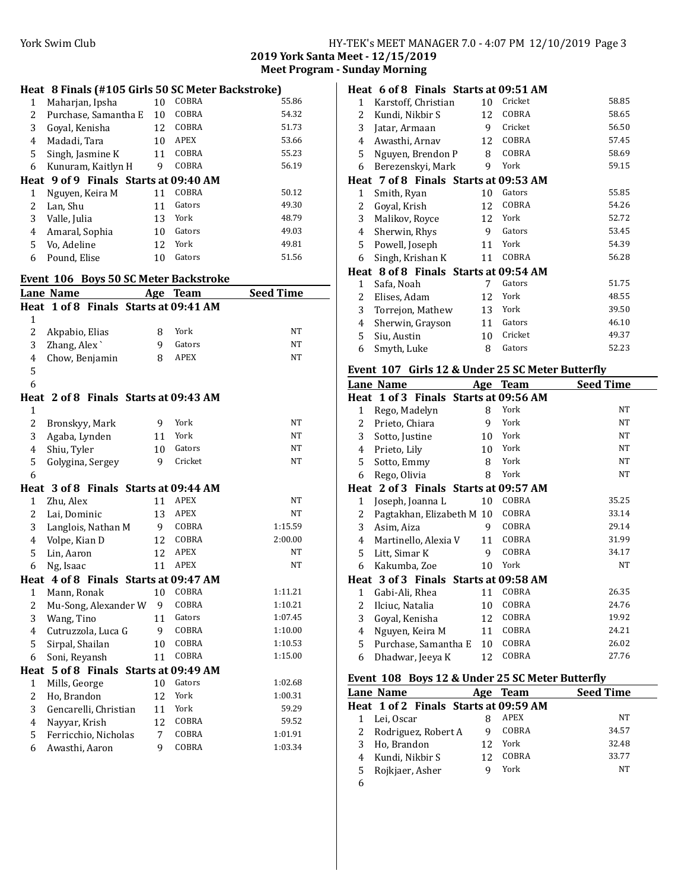#### Heat 8 Finals (#105 Girls 50 SC Meter Backstroke)

| Lane | Name | Age | Team | Seed Time |
|---|---|---|---|---|
| 1 | Maharjan, Ipsha | 10 | COBRA | 55.86 |
| 2 | Purchase, Samantha E | 10 | COBRA | 54.32 |
| 3 | Goyal, Kenisha | 12 | COBRA | 51.73 |
| 4 | Madadi, Tara | 10 | APEX | 53.66 |
| 5 | Singh, Jasmine K | 11 | COBRA | 55.23 |
| 6 | Kunuram, Kaitlyn H | 9 | COBRA | 56.19 |

#### Heat 9 of 9 Finals Starts at 09:40 AM

| Lane | Name | Age | Team | Seed Time |
|---|---|---|---|---|
| 1 | Nguyen, Keira M | 11 | COBRA | 50.12 |
| 2 | Lan, Shu | 11 | Gators | 49.30 |
| 3 | Valle, Julia | 13 | York | 48.79 |
| 4 | Amaral, Sophia | 10 | Gators | 49.03 |
| 5 | Vo, Adeline | 12 | York | 49.81 |
| 6 | Pound, Elise | 10 | Gators | 51.56 |

### Event 106 Boys 50 SC Meter Backstroke

#### Heat 1 of 8 Finals Starts at 09:41 AM

| Lane | Name | Age | Team | Seed Time |
|---|---|---|---|---|
| 1 | | | | |
| 2 | Akpabio, Elias | 8 | York | NT |
| 3 | Zhang, Alex ` | 9 | Gators | NT |
| 4 | Chow, Benjamin | 8 | APEX | NT |
| 5 | | | | |
| 6 | | | | |

#### Heat 2 of 8 Finals Starts at 09:43 AM

| Lane | Name | Age | Team | Seed Time |
|---|---|---|---|---|
| 1 | | | | |
| 2 | Bronskyy, Mark | 9 | York | NT |
| 3 | Agaba, Lynden | 11 | York | NT |
| 4 | Shiu, Tyler | 10 | Gators | NT |
| 5 | Golygina, Sergey | 9 | Cricket | NT |
| 6 | | | | |

#### Heat 3 of 8 Finals Starts at 09:44 AM

| Lane | Name | Age | Team | Seed Time |
|---|---|---|---|---|
| 1 | Zhu, Alex | 11 | APEX | NT |
| 2 | Lai, Dominic | 13 | APEX | NT |
| 3 | Langlois, Nathan M | 9 | COBRA | 1:15.59 |
| 4 | Volpe, Kian D | 12 | COBRA | 2:00.00 |
| 5 | Lin, Aaron | 12 | APEX | NT |
| 6 | Ng, Isaac | 11 | APEX | NT |

#### Heat 4 of 8 Finals Starts at 09:47 AM

| Lane | Name | Age | Team | Seed Time |
|---|---|---|---|---|
| 1 | Mann, Ronak | 10 | COBRA | 1:11.21 |
| 2 | Mu-Song, Alexander W | 9 | COBRA | 1:10.21 |
| 3 | Wang, Tino | 11 | Gators | 1:07.45 |
| 4 | Cutruzzola, Luca G | 9 | COBRA | 1:10.00 |
| 5 | Sirpal, Shailan | 10 | COBRA | 1:10.53 |
| 6 | Soni, Reyansh | 11 | COBRA | 1:15.00 |

#### Heat 5 of 8 Finals Starts at 09:49 AM

| Lane | Name | Age | Team | Seed Time |
|---|---|---|---|---|
| 1 | Mills, George | 10 | Gators | 1:02.68 |
| 2 | Ho, Brandon | 12 | York | 1:00.31 |
| 3 | Gencarelli, Christian | 11 | York | 59.29 |
| 4 | Nayyar, Krish | 12 | COBRA | 59.52 |
| 5 | Ferricchio, Nicholas | 7 | COBRA | 1:01.91 |
| 6 | Awasthi, Aaron | 9 | COBRA | 1:03.34 |

#### Heat 6 of 8 Finals Starts at 09:51 AM

| Lane | Name | Age | Team | Seed Time |
|---|---|---|---|---|
| 1 | Karstoff, Christian | 10 | Cricket | 58.85 |
| 2 | Kundi, Nikbir S | 12 | COBRA | 58.65 |
| 3 | Jatar, Armaan | 9 | Cricket | 56.50 |
| 4 | Awasthi, Arnav | 12 | COBRA | 57.45 |
| 5 | Nguyen, Brendon P | 8 | COBRA | 58.69 |
| 6 | Berezenskyi, Mark | 9 | York | 59.15 |

#### Heat 7 of 8 Finals Starts at 09:53 AM

| Lane | Name | Age | Team | Seed Time |
|---|---|---|---|---|
| 1 | Smith, Ryan | 10 | Gators | 55.85 |
| 2 | Goyal, Krish | 12 | COBRA | 54.26 |
| 3 | Malikov, Royce | 12 | York | 52.72 |
| 4 | Sherwin, Rhys | 9 | Gators | 53.45 |
| 5 | Powell, Joseph | 11 | York | 54.39 |
| 6 | Singh, Krishan K | 11 | COBRA | 56.28 |

#### Heat 8 of 8 Finals Starts at 09:54 AM

| Lane | Name | Age | Team | Seed Time |
|---|---|---|---|---|
| 1 | Safa, Noah | 7 | Gators | 51.75 |
| 2 | Elises, Adam | 12 | York | 48.55 |
| 3 | Torrejon, Mathew | 13 | York | 39.50 |
| 4 | Sherwin, Grayson | 11 | Gators | 46.10 |
| 5 | Siu, Austin | 10 | Cricket | 49.37 |
| 6 | Smyth, Luke | 8 | Gators | 52.23 |

### Event 107 Girls 12 & Under 25 SC Meter Butterfly

#### Heat 1 of 3 Finals Starts at 09:56 AM

| Lane | Name | Age | Team | Seed Time |
|---|---|---|---|---|
| 1 | Rego, Madelyn | 8 | York | NT |
| 2 | Prieto, Chiara | 9 | York | NT |
| 3 | Sotto, Justine | 10 | York | NT |
| 4 | Prieto, Lily | 10 | York | NT |
| 5 | Sotto, Emmy | 8 | York | NT |
| 6 | Rego, Olivia | 8 | York | NT |

#### Heat 2 of 3 Finals Starts at 09:57 AM

| Lane | Name | Age | Team | Seed Time |
|---|---|---|---|---|
| 1 | Joseph, Joanna L | 10 | COBRA | 35.25 |
| 2 | Pagtakhan, Elizabeth M | 10 | COBRA | 33.14 |
| 3 | Asim, Aiza | 9 | COBRA | 29.14 |
| 4 | Martinello, Alexia V | 11 | COBRA | 31.99 |
| 5 | Litt, Simar K | 9 | COBRA | 34.17 |
| 6 | Kakumba, Zoe | 10 | York | NT |

#### Heat 3 of 3 Finals Starts at 09:58 AM

| Lane | Name | Age | Team | Seed Time |
|---|---|---|---|---|
| 1 | Gabi-Ali, Rhea | 11 | COBRA | 26.35 |
| 2 | Ilciuc, Natalia | 10 | COBRA | 24.76 |
| 3 | Goyal, Kenisha | 12 | COBRA | 19.92 |
| 4 | Nguyen, Keira M | 11 | COBRA | 24.21 |
| 5 | Purchase, Samantha E | 10 | COBRA | 26.02 |
| 6 | Dhadwar, Jeeya K | 12 | COBRA | 27.76 |

### Event 108 Boys 12 & Under 25 SC Meter Butterfly

#### Heat 1 of 2 Finals Starts at 09:59 AM

| Lane | Name | Age | Team | Seed Time |
|---|---|---|---|---|
| 1 | Lei, Oscar | 8 | APEX | NT |
| 2 | Rodriguez, Robert A | 9 | COBRA | 34.57 |
| 3 | Ho, Brandon | 12 | York | 32.48 |
| 4 | Kundi, Nikbir S | 12 | COBRA | 33.77 |
| 5 | Rojkjaer, Asher | 9 | York | NT |
| 6 | | | | |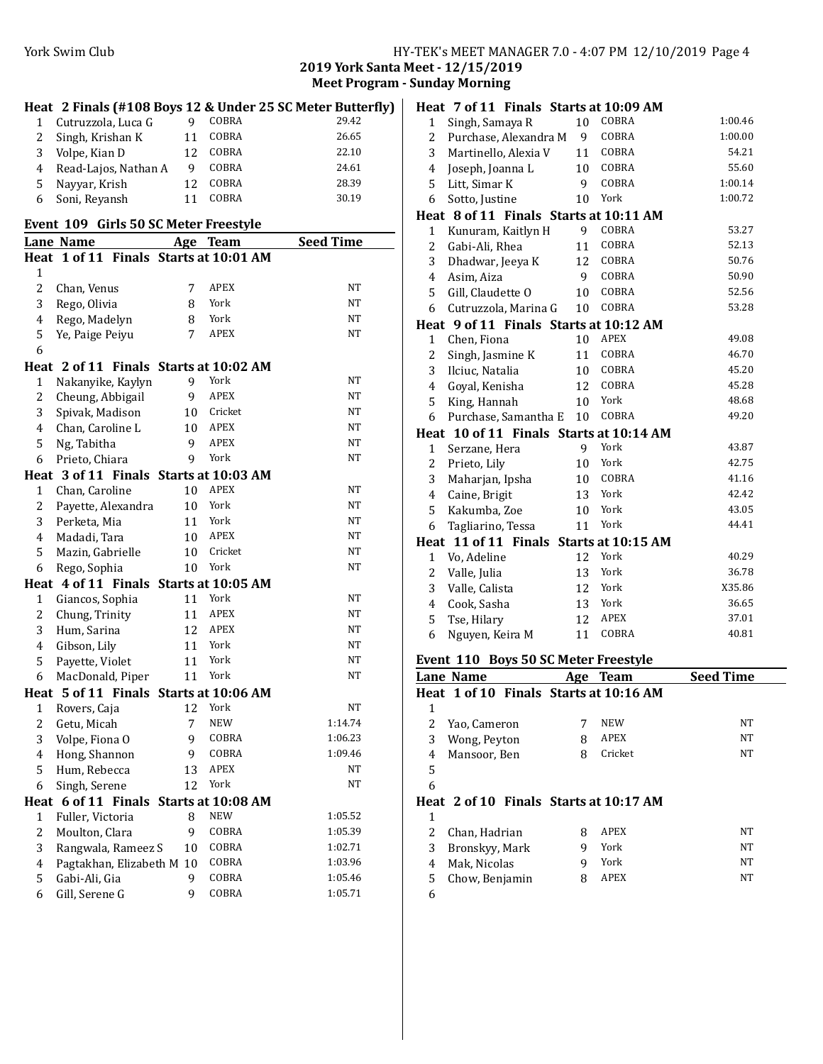## 2019 York Santa Meet - 12/15/2019
### Meet Program - Sunday Morning

**Heat 2 Finals (#108 Boys 12 & Under 25 SC Meter Butterfly)**

| Lane | Name | Age | Team | Seed Time |
|---|---|---|---|---|
| 1 | Cutruzzola, Luca G | 9 | COBRA | 29.42 |
| 2 | Singh, Krishan K | 11 | COBRA | 26.65 |
| 3 | Volpe, Kian D | 12 | COBRA | 22.10 |
| 4 | Read-Lajos, Nathan A | 9 | COBRA | 24.61 |
| 5 | Nayyar, Krish | 12 | COBRA | 28.39 |
| 6 | Soni, Reyansh | 11 | COBRA | 30.19 |

### Event 109 Girls 50 SC Meter Freestyle

| Lane | Name | Age | Team | Seed Time |
|---|---|---|---|---|
| **Heat 1 of 11 Finals Starts at 10:01 AM** | | | | |
| 1 | | | | |
| 2 | Chan, Venus | 7 | APEX | NT |
| 3 | Rego, Olivia | 8 | York | NT |
| 4 | Rego, Madelyn | 8 | York | NT |
| 5 | Ye, Paige Peiyu | 7 | APEX | NT |
| 6 | | | | |
| **Heat 2 of 11 Finals Starts at 10:02 AM** | | | | |
| 1 | Nakanyike, Kaylyn | 9 | York | NT |
| 2 | Cheung, Abbigail | 9 | APEX | NT |
| 3 | Spivak, Madison | 10 | Cricket | NT |
| 4 | Chan, Caroline L | 10 | APEX | NT |
| 5 | Ng, Tabitha | 9 | APEX | NT |
| 6 | Prieto, Chiara | 9 | York | NT |
| **Heat 3 of 11 Finals Starts at 10:03 AM** | | | | |
| 1 | Chan, Caroline | 10 | APEX | NT |
| 2 | Payette, Alexandra | 10 | York | NT |
| 3 | Perketa, Mia | 11 | York | NT |
| 4 | Madadi, Tara | 10 | APEX | NT |
| 5 | Mazin, Gabrielle | 10 | Cricket | NT |
| 6 | Rego, Sophia | 10 | York | NT |
| **Heat 4 of 11 Finals Starts at 10:05 AM** | | | | |
| 1 | Giancos, Sophia | 11 | York | NT |
| 2 | Chung, Trinity | 11 | APEX | NT |
| 3 | Hum, Sarina | 12 | APEX | NT |
| 4 | Gibson, Lily | 11 | York | NT |
| 5 | Payette, Violet | 11 | York | NT |
| 6 | MacDonald, Piper | 11 | York | NT |
| **Heat 5 of 11 Finals Starts at 10:06 AM** | | | | |
| 1 | Rovers, Caja | 12 | York | NT |
| 2 | Getu, Micah | 7 | NEW | 1:14.74 |
| 3 | Volpe, Fiona O | 9 | COBRA | 1:06.23 |
| 4 | Hong, Shannon | 9 | COBRA | 1:09.46 |
| 5 | Hum, Rebecca | 13 | APEX | NT |
| 6 | Singh, Serene | 12 | York | NT |
| **Heat 6 of 11 Finals Starts at 10:08 AM** | | | | |
| 1 | Fuller, Victoria | 8 | NEW | 1:05.52 |
| 2 | Moulton, Clara | 9 | COBRA | 1:05.39 |
| 3 | Rangwala, Rameez S | 10 | COBRA | 1:02.71 |
| 4 | Pagtakhan, Elizabeth M | 10 | COBRA | 1:03.96 |
| 5 | Gabi-Ali, Gia | 9 | COBRA | 1:05.46 |
| 6 | Gill, Serene G | 9 | COBRA | 1:05.71 |
| **Heat 7 of 11 Finals Starts at 10:09 AM** | | | | |
| 1 | Singh, Samaya R | 10 | COBRA | 1:00.46 |
| 2 | Purchase, Alexandra M | 9 | COBRA | 1:00.00 |
| 3 | Martinello, Alexia V | 11 | COBRA | 54.21 |
| 4 | Joseph, Joanna L | 10 | COBRA | 55.60 |
| 5 | Litt, Simar K | 9 | COBRA | 1:00.14 |
| 6 | Sotto, Justine | 10 | York | 1:00.72 |
| **Heat 8 of 11 Finals Starts at 10:11 AM** | | | | |
| 1 | Kunuram, Kaitlyn H | 9 | COBRA | 53.27 |
| 2 | Gabi-Ali, Rhea | 11 | COBRA | 52.13 |
| 3 | Dhadwar, Jeeya K | 12 | COBRA | 50.76 |
| 4 | Asim, Aiza | 9 | COBRA | 50.90 |
| 5 | Gill, Claudette O | 10 | COBRA | 52.56 |
| 6 | Cutruzzola, Marina G | 10 | COBRA | 53.28 |
| **Heat 9 of 11 Finals Starts at 10:12 AM** | | | | |
| 1 | Chen, Fiona | 10 | APEX | 49.08 |
| 2 | Singh, Jasmine K | 11 | COBRA | 46.70 |
| 3 | Ilciuc, Natalia | 10 | COBRA | 45.20 |
| 4 | Goyal, Kenisha | 12 | COBRA | 45.28 |
| 5 | King, Hannah | 10 | York | 48.68 |
| 6 | Purchase, Samantha E | 10 | COBRA | 49.20 |
| **Heat 10 of 11 Finals Starts at 10:14 AM** | | | | |
| 1 | Serzane, Hera | 9 | York | 43.87 |
| 2 | Prieto, Lily | 10 | York | 42.75 |
| 3 | Maharjan, Ipsha | 10 | COBRA | 41.16 |
| 4 | Caine, Brigit | 13 | York | 42.42 |
| 5 | Kakumba, Zoe | 10 | York | 43.05 |
| 6 | Tagliarino, Tessa | 11 | York | 44.41 |
| **Heat 11 of 11 Finals Starts at 10:15 AM** | | | | |
| 1 | Vo, Adeline | 12 | York | 40.29 |
| 2 | Valle, Julia | 13 | York | 36.78 |
| 3 | Valle, Calista | 12 | York | X35.86 |
| 4 | Cook, Sasha | 13 | York | 36.65 |
| 5 | Tse, Hilary | 12 | APEX | 37.01 |
| 6 | Nguyen, Keira M | 11 | COBRA | 40.81 |

### Event 110 Boys 50 SC Meter Freestyle

| Lane | Name | Age | Team | Seed Time |
|---|---|---|---|---|
| **Heat 1 of 10 Finals Starts at 10:16 AM** | | | | |
| 1 | | | | |
| 2 | Yao, Cameron | 7 | NEW | NT |
| 3 | Wong, Peyton | 8 | APEX | NT |
| 4 | Mansoor, Ben | 8 | Cricket | NT |
| 5 | | | | |
| 6 | | | | |
| **Heat 2 of 10 Finals Starts at 10:17 AM** | | | | |
| 1 | | | | |
| 2 | Chan, Hadrian | 8 | APEX | NT |
| 3 | Bronskyy, Mark | 9 | York | NT |
| 4 | Mak, Nicolas | 9 | York | NT |
| 5 | Chow, Benjamin | 8 | APEX | NT |
| 6 | | | | |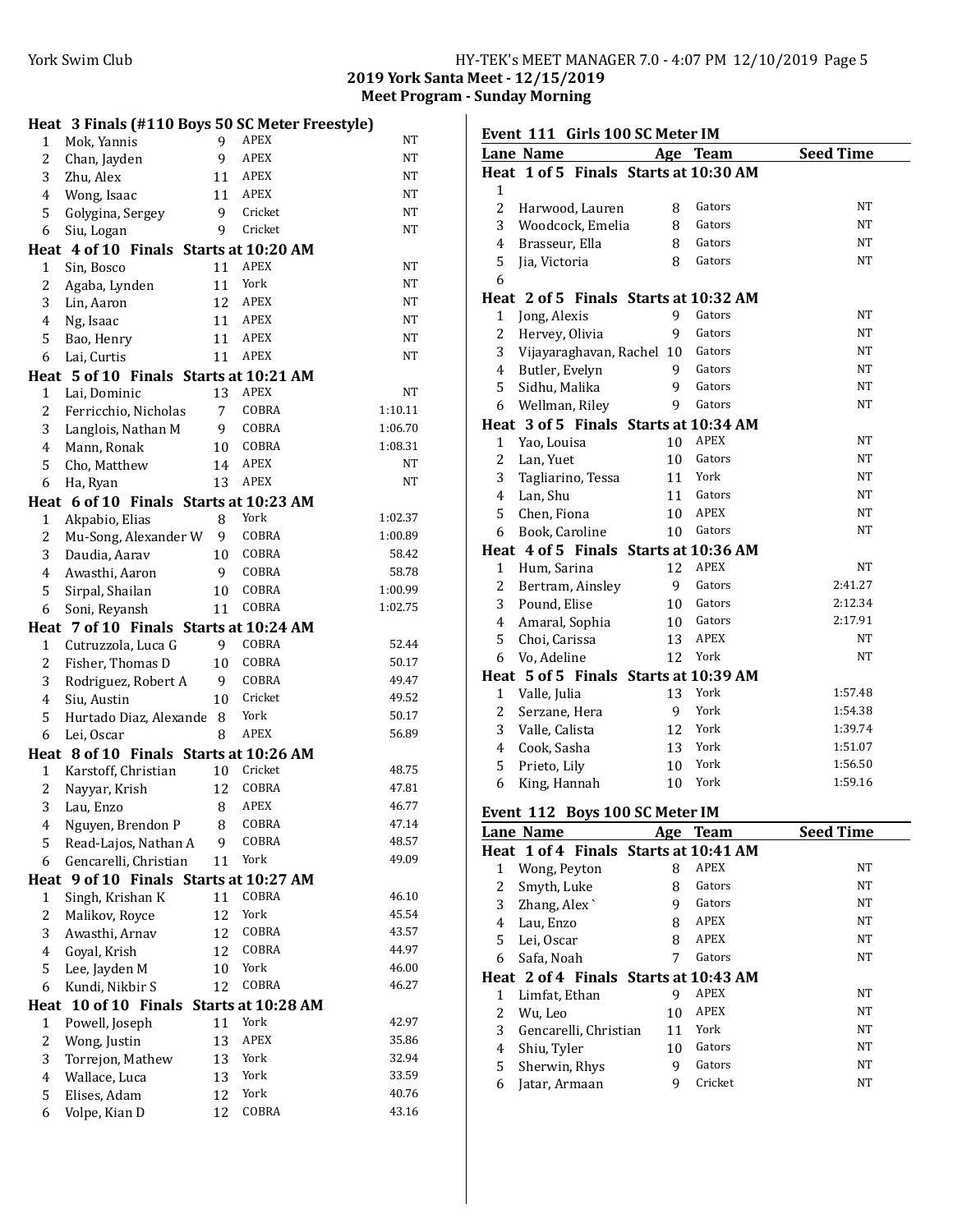## 2019 York Santa Meet - 12/15/2019
### Meet Program - Sunday Morning

**Heat 3 Finals (#110 Boys 50 SC Meter Freestyle)**

| Lane | Name | Age | Team | Seed Time |
|---|---|---|---|---|
| 1 | Mok, Yannis | 9 | APEX | NT |
| 2 | Chan, Jayden | 9 | APEX | NT |
| 3 | Zhu, Alex | 11 | APEX | NT |
| 4 | Wong, Isaac | 11 | APEX | NT |
| 5 | Golygina, Sergey | 9 | Cricket | NT |
| 6 | Siu, Logan | 9 | Cricket | NT |

**Heat 4 of 10 Finals Starts at 10:20 AM**

| Lane | Name | Age | Team | Seed Time |
|---|---|---|---|---|
| 1 | Sin, Bosco | 11 | APEX | NT |
| 2 | Agaba, Lynden | 11 | York | NT |
| 3 | Lin, Aaron | 12 | APEX | NT |
| 4 | Ng, Isaac | 11 | APEX | NT |
| 5 | Bao, Henry | 11 | APEX | NT |
| 6 | Lai, Curtis | 11 | APEX | NT |

**Heat 5 of 10 Finals Starts at 10:21 AM**

| Lane | Name | Age | Team | Seed Time |
|---|---|---|---|---|
| 1 | Lai, Dominic | 13 | APEX | NT |
| 2 | Ferricchio, Nicholas | 7 | COBRA | 1:10.11 |
| 3 | Langlois, Nathan M | 9 | COBRA | 1:06.70 |
| 4 | Mann, Ronak | 10 | COBRA | 1:08.31 |
| 5 | Cho, Matthew | 14 | APEX | NT |
| 6 | Ha, Ryan | 13 | APEX | NT |

**Heat 6 of 10 Finals Starts at 10:23 AM**

| Lane | Name | Age | Team | Seed Time |
|---|---|---|---|---|
| 1 | Akpabio, Elias | 8 | York | 1:02.37 |
| 2 | Mu-Song, Alexander W | 9 | COBRA | 1:00.89 |
| 3 | Daudia, Aarav | 10 | COBRA | 58.42 |
| 4 | Awasthi, Aaron | 9 | COBRA | 58.78 |
| 5 | Sirpal, Shailan | 10 | COBRA | 1:00.99 |
| 6 | Soni, Reyansh | 11 | COBRA | 1:02.75 |

**Heat 7 of 10 Finals Starts at 10:24 AM**

| Lane | Name | Age | Team | Seed Time |
|---|---|---|---|---|
| 1 | Cutruzzola, Luca G | 9 | COBRA | 52.44 |
| 2 | Fisher, Thomas D | 10 | COBRA | 50.17 |
| 3 | Rodriguez, Robert A | 9 | COBRA | 49.47 |
| 4 | Siu, Austin | 10 | Cricket | 49.52 |
| 5 | Hurtado Diaz, Alexande | 8 | York | 50.17 |
| 6 | Lei, Oscar | 8 | APEX | 56.89 |

**Heat 8 of 10 Finals Starts at 10:26 AM**

| Lane | Name | Age | Team | Seed Time |
|---|---|---|---|---|
| 1 | Karstoff, Christian | 10 | Cricket | 48.75 |
| 2 | Nayyar, Krish | 12 | COBRA | 47.81 |
| 3 | Lau, Enzo | 8 | APEX | 46.77 |
| 4 | Nguyen, Brendon P | 8 | COBRA | 47.14 |
| 5 | Read-Lajos, Nathan A | 9 | COBRA | 48.57 |
| 6 | Gencarelli, Christian | 11 | York | 49.09 |

**Heat 9 of 10 Finals Starts at 10:27 AM**

| Lane | Name | Age | Team | Seed Time |
|---|---|---|---|---|
| 1 | Singh, Krishan K | 11 | COBRA | 46.10 |
| 2 | Malikov, Royce | 12 | York | 45.54 |
| 3 | Awasthi, Arnav | 12 | COBRA | 43.57 |
| 4 | Goyal, Krish | 12 | COBRA | 44.97 |
| 5 | Lee, Jayden M | 10 | York | 46.00 |
| 6 | Kundi, Nikbir S | 12 | COBRA | 46.27 |

**Heat 10 of 10 Finals Starts at 10:28 AM**

| Lane | Name | Age | Team | Seed Time |
|---|---|---|---|---|
| 1 | Powell, Joseph | 11 | York | 42.97 |
| 2 | Wong, Justin | 13 | APEX | 35.86 |
| 3 | Torrejon, Mathew | 13 | York | 32.94 |
| 4 | Wallace, Luca | 13 | York | 33.59 |
| 5 | Elises, Adam | 12 | York | 40.76 |
| 6 | Volpe, Kian D | 12 | COBRA | 43.16 |

### Event 111 Girls 100 SC Meter IM

**Heat 1 of 5 Finals Starts at 10:30 AM**

| Lane | Name | Age | Team | Seed Time |
|---|---|---|---|---|
| 1 | | | | |
| 2 | Harwood, Lauren | 8 | Gators | NT |
| 3 | Woodcock, Emelia | 8 | Gators | NT |
| 4 | Brasseur, Ella | 8 | Gators | NT |
| 5 | Jia, Victoria | 8 | Gators | NT |
| 6 | | | | |

**Heat 2 of 5 Finals Starts at 10:32 AM**

| Lane | Name | Age | Team | Seed Time |
|---|---|---|---|---|
| 1 | Jong, Alexis | 9 | Gators | NT |
| 2 | Hervey, Olivia | 9 | Gators | NT |
| 3 | Vijayaraghavan, Rachel | 10 | Gators | NT |
| 4 | Butler, Evelyn | 9 | Gators | NT |
| 5 | Sidhu, Malika | 9 | Gators | NT |
| 6 | Wellman, Riley | 9 | Gators | NT |

**Heat 3 of 5 Finals Starts at 10:34 AM**

| Lane | Name | Age | Team | Seed Time |
|---|---|---|---|---|
| 1 | Yao, Louisa | 10 | APEX | NT |
| 2 | Lan, Yuet | 10 | Gators | NT |
| 3 | Tagliarino, Tessa | 11 | York | NT |
| 4 | Lan, Shu | 11 | Gators | NT |
| 5 | Chen, Fiona | 10 | APEX | NT |
| 6 | Book, Caroline | 10 | Gators | NT |

**Heat 4 of 5 Finals Starts at 10:36 AM**

| Lane | Name | Age | Team | Seed Time |
|---|---|---|---|---|
| 1 | Hum, Sarina | 12 | APEX | NT |
| 2 | Bertram, Ainsley | 9 | Gators | 2:41.27 |
| 3 | Pound, Elise | 10 | Gators | 2:12.34 |
| 4 | Amaral, Sophia | 10 | Gators | 2:17.91 |
| 5 | Choi, Carissa | 13 | APEX | NT |
| 6 | Vo, Adeline | 12 | York | NT |

**Heat 5 of 5 Finals Starts at 10:39 AM**

| Lane | Name | Age | Team | Seed Time |
|---|---|---|---|---|
| 1 | Valle, Julia | 13 | York | 1:57.48 |
| 2 | Serzane, Hera | 9 | York | 1:54.38 |
| 3 | Valle, Calista | 12 | York | 1:39.74 |
| 4 | Cook, Sasha | 13 | York | 1:51.07 |
| 5 | Prieto, Lily | 10 | York | 1:56.50 |
| 6 | King, Hannah | 10 | York | 1:59.16 |

### Event 112 Boys 100 SC Meter IM

**Heat 1 of 4 Finals Starts at 10:41 AM**

| Lane | Name | Age | Team | Seed Time |
|---|---|---|---|---|
| 1 | Wong, Peyton | 8 | APEX | NT |
| 2 | Smyth, Luke | 8 | Gators | NT |
| 3 | Zhang, Alex ` | 9 | Gators | NT |
| 4 | Lau, Enzo | 8 | APEX | NT |
| 5 | Lei, Oscar | 8 | APEX | NT |
| 6 | Safa, Noah | 7 | Gators | NT |

**Heat 2 of 4 Finals Starts at 10:43 AM**

| Lane | Name | Age | Team | Seed Time |
|---|---|---|---|---|
| 1 | Limfat, Ethan | 9 | APEX | NT |
| 2 | Wu, Leo | 10 | APEX | NT |
| 3 | Gencarelli, Christian | 11 | York | NT |
| 4 | Shiu, Tyler | 10 | Gators | NT |
| 5 | Sherwin, Rhys | 9 | Gators | NT |
| 6 | Jatar, Armaan | 9 | Cricket | NT |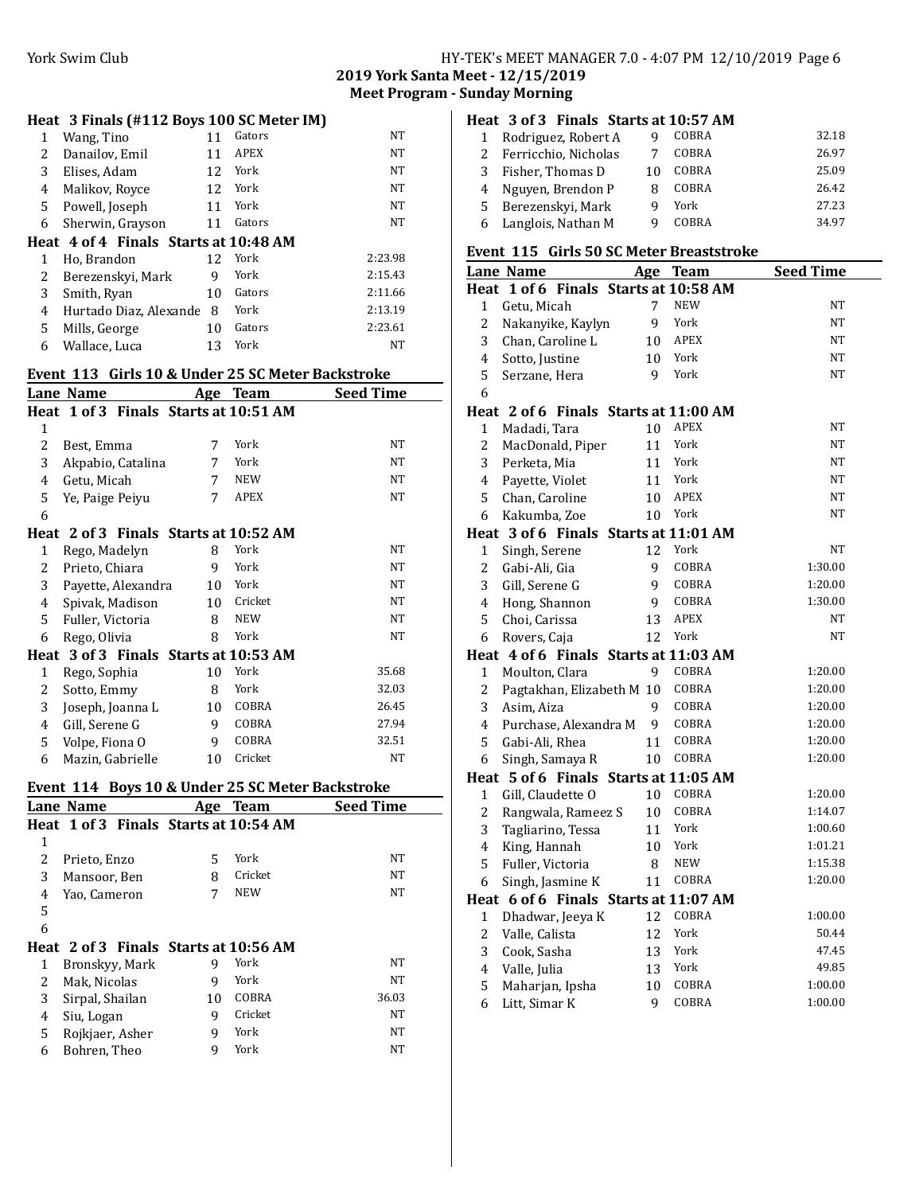### Heat 3 Finals (#112 Boys 100 SC Meter IM)

| Lane | Name | Age | Team | Seed Time |
|---|---|---|---|---|
| 1 | Wang, Tino | 11 | Gators | NT |
| 2 | Danailov, Emil | 11 | APEX | NT |
| 3 | Elises, Adam | 12 | York | NT |
| 4 | Malikov, Royce | 12 | York | NT |
| 5 | Powell, Joseph | 11 | York | NT |
| 6 | Sherwin, Grayson | 11 | Gators | NT |

### Heat 4 of 4 Finals Starts at 10:48 AM

| Lane | Name | Age | Team | Seed Time |
|---|---|---|---|---|
| 1 | Ho, Brandon | 12 | York | 2:23.98 |
| 2 | Berezenskyi, Mark | 9 | York | 2:15.43 |
| 3 | Smith, Ryan | 10 | Gators | 2:11.66 |
| 4 | Hurtado Diaz, Alexande | 8 | York | 2:13.19 |
| 5 | Mills, George | 10 | Gators | 2:23.61 |
| 6 | Wallace, Luca | 13 | York | NT |

## Event 113 Girls 10 & Under 25 SC Meter Backstroke

| Lane | Name | Age | Team | Seed Time |
|---|---|---|---|---|
| **Heat 1 of 3 Finals Starts at 10:51 AM** | | | | |
| 1 | | | | |
| 2 | Best, Emma | 7 | York | NT |
| 3 | Akpabio, Catalina | 7 | York | NT |
| 4 | Getu, Micah | 7 | NEW | NT |
| 5 | Ye, Paige Peiyu | 7 | APEX | NT |
| 6 | | | | |
| **Heat 2 of 3 Finals Starts at 10:52 AM** | | | | |
| 1 | Rego, Madelyn | 8 | York | NT |
| 2 | Prieto, Chiara | 9 | York | NT |
| 3 | Payette, Alexandra | 10 | York | NT |
| 4 | Spivak, Madison | 10 | Cricket | NT |
| 5 | Fuller, Victoria | 8 | NEW | NT |
| 6 | Rego, Olivia | 8 | York | NT |
| **Heat 3 of 3 Finals Starts at 10:53 AM** | | | | |
| 1 | Rego, Sophia | 10 | York | 35.68 |
| 2 | Sotto, Emmy | 8 | York | 32.03 |
| 3 | Joseph, Joanna L | 10 | COBRA | 26.45 |
| 4 | Gill, Serene G | 9 | COBRA | 27.94 |
| 5 | Volpe, Fiona O | 9 | COBRA | 32.51 |
| 6 | Mazin, Gabrielle | 10 | Cricket | NT |

## Event 114 Boys 10 & Under 25 SC Meter Backstroke

| Lane | Name | Age | Team | Seed Time |
|---|---|---|---|---|
| **Heat 1 of 3 Finals Starts at 10:54 AM** | | | | |
| 1 | | | | |
| 2 | Prieto, Enzo | 5 | York | NT |
| 3 | Mansoor, Ben | 8 | Cricket | NT |
| 4 | Yao, Cameron | 7 | NEW | NT |
| 5 | | | | |
| 6 | | | | |
| **Heat 2 of 3 Finals Starts at 10:56 AM** | | | | |
| 1 | Bronskyy, Mark | 9 | York | NT |
| 2 | Mak, Nicolas | 9 | York | NT |
| 3 | Sirpal, Shailan | 10 | COBRA | 36.03 |
| 4 | Siu, Logan | 9 | Cricket | NT |
| 5 | Rojkjaer, Asher | 9 | York | NT |
| 6 | Bohren, Theo | 9 | York | NT |
| **Heat 3 of 3 Finals Starts at 10:57 AM** | | | | |
| 1 | Rodriguez, Robert A | 9 | COBRA | 32.18 |
| 2 | Ferricchio, Nicholas | 7 | COBRA | 26.97 |
| 3 | Fisher, Thomas D | 10 | COBRA | 25.09 |
| 4 | Nguyen, Brendon P | 8 | COBRA | 26.42 |
| 5 | Berezenskyi, Mark | 9 | York | 27.23 |
| 6 | Langlois, Nathan M | 9 | COBRA | 34.97 |

## Event 115 Girls 50 SC Meter Breaststroke

| Lane | Name | Age | Team | Seed Time |
|---|---|---|---|---|
| **Heat 1 of 6 Finals Starts at 10:58 AM** | | | | |
| 1 | Getu, Micah | 7 | NEW | NT |
| 2 | Nakanyike, Kaylyn | 9 | York | NT |
| 3 | Chan, Caroline L | 10 | APEX | NT |
| 4 | Sotto, Justine | 10 | York | NT |
| 5 | Serzane, Hera | 9 | York | NT |
| 6 | | | | |
| **Heat 2 of 6 Finals Starts at 11:00 AM** | | | | |
| 1 | Madadi, Tara | 10 | APEX | NT |
| 2 | MacDonald, Piper | 11 | York | NT |
| 3 | Perketa, Mia | 11 | York | NT |
| 4 | Payette, Violet | 11 | York | NT |
| 5 | Chan, Caroline | 10 | APEX | NT |
| 6 | Kakumba, Zoe | 10 | York | NT |
| **Heat 3 of 6 Finals Starts at 11:01 AM** | | | | |
| 1 | Singh, Serene | 12 | York | NT |
| 2 | Gabi-Ali, Gia | 9 | COBRA | 1:30.00 |
| 3 | Gill, Serene G | 9 | COBRA | 1:20.00 |
| 4 | Hong, Shannon | 9 | COBRA | 1:30.00 |
| 5 | Choi, Carissa | 13 | APEX | NT |
| 6 | Rovers, Caja | 12 | York | NT |
| **Heat 4 of 6 Finals Starts at 11:03 AM** | | | | |
| 1 | Moulton, Clara | 9 | COBRA | 1:20.00 |
| 2 | Pagtakhan, Elizabeth M | 10 | COBRA | 1:20.00 |
| 3 | Asim, Aiza | 9 | COBRA | 1:20.00 |
| 4 | Purchase, Alexandra M | 9 | COBRA | 1:20.00 |
| 5 | Gabi-Ali, Rhea | 11 | COBRA | 1:20.00 |
| 6 | Singh, Samaya R | 10 | COBRA | 1:20.00 |
| **Heat 5 of 6 Finals Starts at 11:05 AM** | | | | |
| 1 | Gill, Claudette O | 10 | COBRA | 1:20.00 |
| 2 | Rangwala, Rameez S | 10 | COBRA | 1:14.07 |
| 3 | Tagliarino, Tessa | 11 | York | 1:00.60 |
| 4 | King, Hannah | 10 | York | 1:01.21 |
| 5 | Fuller, Victoria | 8 | NEW | 1:15.38 |
| 6 | Singh, Jasmine K | 11 | COBRA | 1:20.00 |
| **Heat 6 of 6 Finals Starts at 11:07 AM** | | | | |
| 1 | Dhadwar, Jeeya K | 12 | COBRA | 1:00.00 |
| 2 | Valle, Calista | 12 | York | 50.44 |
| 3 | Cook, Sasha | 13 | York | 47.45 |
| 4 | Valle, Julia | 13 | York | 49.85 |
| 5 | Maharjan, Ipsha | 10 | COBRA | 1:00.00 |
| 6 | Litt, Simar K | 9 | COBRA | 1:00.00 |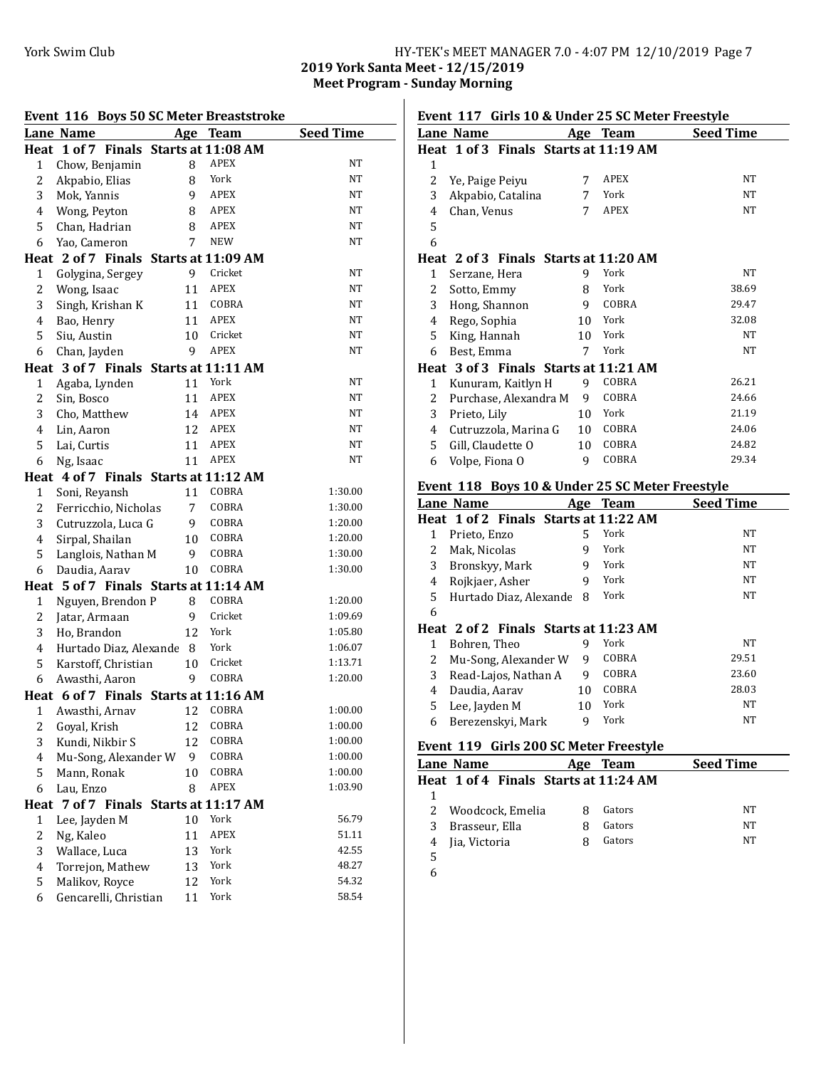## Event 116 Boys 50 SC Meter Breaststroke

| Lane | Name | Age | Team | Seed Time |
|---|---|---|---|---|
| **Heat 1 of 7 Finals Starts at 11:08 AM** | | | | |
| 1 | Chow, Benjamin | 8 | APEX | NT |
| 2 | Akpabio, Elias | 8 | York | NT |
| 3 | Mok, Yannis | 9 | APEX | NT |
| 4 | Wong, Peyton | 8 | APEX | NT |
| 5 | Chan, Hadrian | 8 | APEX | NT |
| 6 | Yao, Cameron | 7 | NEW | NT |
| **Heat 2 of 7 Finals Starts at 11:09 AM** | | | | |
| 1 | Golygina, Sergey | 9 | Cricket | NT |
| 2 | Wong, Isaac | 11 | APEX | NT |
| 3 | Singh, Krishan K | 11 | COBRA | NT |
| 4 | Bao, Henry | 11 | APEX | NT |
| 5 | Siu, Austin | 10 | Cricket | NT |
| 6 | Chan, Jayden | 9 | APEX | NT |
| **Heat 3 of 7 Finals Starts at 11:11 AM** | | | | |
| 1 | Agaba, Lynden | 11 | York | NT |
| 2 | Sin, Bosco | 11 | APEX | NT |
| 3 | Cho, Matthew | 14 | APEX | NT |
| 4 | Lin, Aaron | 12 | APEX | NT |
| 5 | Lai, Curtis | 11 | APEX | NT |
| 6 | Ng, Isaac | 11 | APEX | NT |
| **Heat 4 of 7 Finals Starts at 11:12 AM** | | | | |
| 1 | Soni, Reyansh | 11 | COBRA | 1:30.00 |
| 2 | Ferricchio, Nicholas | 7 | COBRA | 1:30.00 |
| 3 | Cutruzzola, Luca G | 9 | COBRA | 1:20.00 |
| 4 | Sirpal, Shailan | 10 | COBRA | 1:20.00 |
| 5 | Langlois, Nathan M | 9 | COBRA | 1:30.00 |
| 6 | Daudia, Aarav | 10 | COBRA | 1:30.00 |
| **Heat 5 of 7 Finals Starts at 11:14 AM** | | | | |
| 1 | Nguyen, Brendon P | 8 | COBRA | 1:20.00 |
| 2 | Jatar, Armaan | 9 | Cricket | 1:09.69 |
| 3 | Ho, Brandon | 12 | York | 1:05.80 |
| 4 | Hurtado Diaz, Alexande | 8 | York | 1:06.07 |
| 5 | Karstoff, Christian | 10 | Cricket | 1:13.71 |
| 6 | Awasthi, Aaron | 9 | COBRA | 1:20.00 |
| **Heat 6 of 7 Finals Starts at 11:16 AM** | | | | |
| 1 | Awasthi, Arnav | 12 | COBRA | 1:00.00 |
| 2 | Goyal, Krish | 12 | COBRA | 1:00.00 |
| 3 | Kundi, Nikbir S | 12 | COBRA | 1:00.00 |
| 4 | Mu-Song, Alexander W | 9 | COBRA | 1:00.00 |
| 5 | Mann, Ronak | 10 | COBRA | 1:00.00 |
| 6 | Lau, Enzo | 8 | APEX | 1:03.90 |
| **Heat 7 of 7 Finals Starts at 11:17 AM** | | | | |
| 1 | Lee, Jayden M | 10 | York | 56.79 |
| 2 | Ng, Kaleo | 11 | APEX | 51.11 |
| 3 | Wallace, Luca | 13 | York | 42.55 |
| 4 | Torrejon, Mathew | 13 | York | 48.27 |
| 5 | Malikov, Royce | 12 | York | 54.32 |
| 6 | Gencarelli, Christian | 11 | York | 58.54 |

## Event 117 Girls 10 & Under 25 SC Meter Freestyle

| Lane | Name | Age | Team | Seed Time |
|---|---|---|---|---|
| **Heat 1 of 3 Finals Starts at 11:19 AM** | | | | |
| 1 | | | | |
| 2 | Ye, Paige Peiyu | 7 | APEX | NT |
| 3 | Akpabio, Catalina | 7 | York | NT |
| 4 | Chan, Venus | 7 | APEX | NT |
| 5 | | | | |
| 6 | | | | |
| **Heat 2 of 3 Finals Starts at 11:20 AM** | | | | |
| 1 | Serzane, Hera | 9 | York | NT |
| 2 | Sotto, Emmy | 8 | York | 38.69 |
| 3 | Hong, Shannon | 9 | COBRA | 29.47 |
| 4 | Rego, Sophia | 10 | York | 32.08 |
| 5 | King, Hannah | 10 | York | NT |
| 6 | Best, Emma | 7 | York | NT |
| **Heat 3 of 3 Finals Starts at 11:21 AM** | | | | |
| 1 | Kunuram, Kaitlyn H | 9 | COBRA | 26.21 |
| 2 | Purchase, Alexandra M | 9 | COBRA | 24.66 |
| 3 | Prieto, Lily | 10 | York | 21.19 |
| 4 | Cutruzzola, Marina G | 10 | COBRA | 24.06 |
| 5 | Gill, Claudette O | 10 | COBRA | 24.82 |
| 6 | Volpe, Fiona O | 9 | COBRA | 29.34 |

## Event 118 Boys 10 & Under 25 SC Meter Freestyle

| Lane | Name | Age | Team | Seed Time |
|---|---|---|---|---|
| **Heat 1 of 2 Finals Starts at 11:22 AM** | | | | |
| 1 | Prieto, Enzo | 5 | York | NT |
| 2 | Mak, Nicolas | 9 | York | NT |
| 3 | Bronskyy, Mark | 9 | York | NT |
| 4 | Rojkjaer, Asher | 9 | York | NT |
| 5 | Hurtado Diaz, Alexande | 8 | York | NT |
| 6 | | | | |
| **Heat 2 of 2 Finals Starts at 11:23 AM** | | | | |
| 1 | Bohren, Theo | 9 | York | NT |
| 2 | Mu-Song, Alexander W | 9 | COBRA | 29.51 |
| 3 | Read-Lajos, Nathan A | 9 | COBRA | 23.60 |
| 4 | Daudia, Aarav | 10 | COBRA | 28.03 |
| 5 | Lee, Jayden M | 10 | York | NT |
| 6 | Berezenskyi, Mark | 9 | York | NT |

## Event 119 Girls 200 SC Meter Freestyle

| Lane | Name | Age | Team | Seed Time |
|---|---|---|---|---|
| **Heat 1 of 4 Finals Starts at 11:24 AM** | | | | |
| 1 | | | | |
| 2 | Woodcock, Emelia | 8 | Gators | NT |
| 3 | Brasseur, Ella | 8 | Gators | NT |
| 4 | Jia, Victoria | 8 | Gators | NT |
| 5 | | | | |
| 6 | | | | |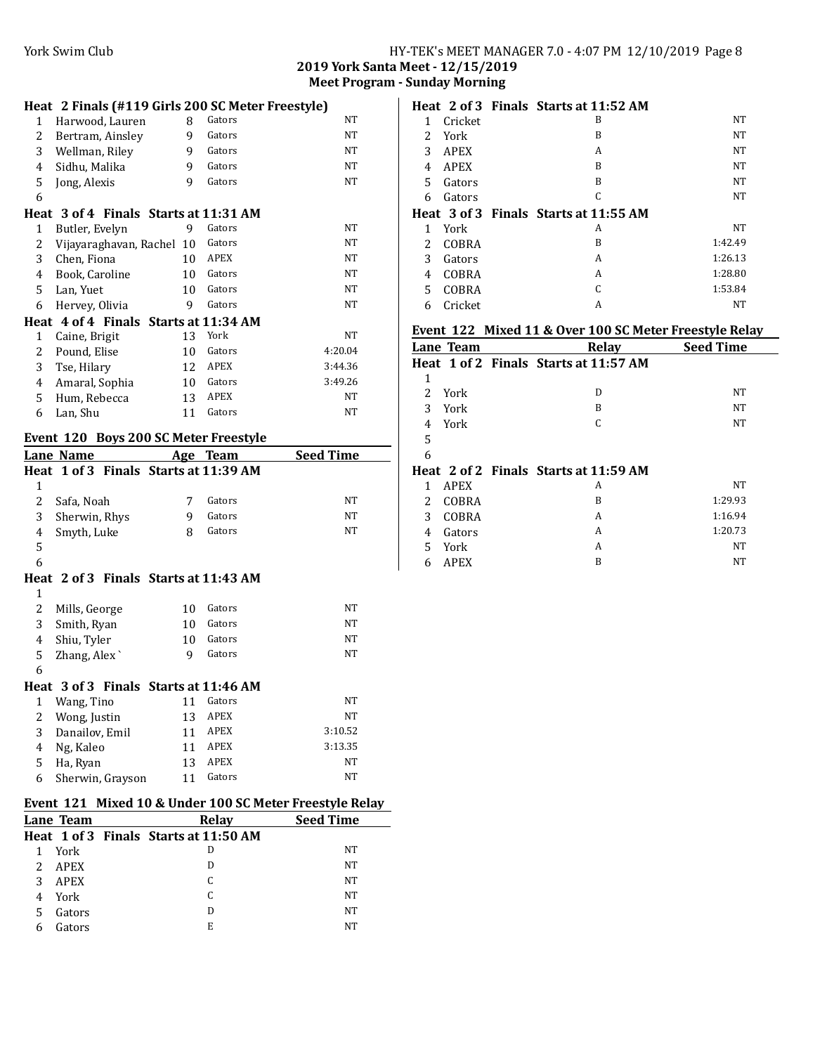### Heat 2 Finals (#119 Girls 200 SC Meter Freestyle)

| | | | | |
|---|---|---|---|---|
| 1 | Harwood, Lauren | 8 | Gators | NT |
| 2 | Bertram, Ainsley | 9 | Gators | NT |
| 3 | Wellman, Riley | 9 | Gators | NT |
| 4 | Sidhu, Malika | 9 | Gators | NT |
| 5 | Jong, Alexis | 9 | Gators | NT |
| 6 | | | | |

### Heat 3 of 4 Finals Starts at 11:31 AM

| | | | | |
|---|---|---|---|---|
| 1 | Butler, Evelyn | 9 | Gators | NT |
| 2 | Vijayaraghavan, Rachel | 10 | Gators | NT |
| 3 | Chen, Fiona | 10 | APEX | NT |
| 4 | Book, Caroline | 10 | Gators | NT |
| 5 | Lan, Yuet | 10 | Gators | NT |
| 6 | Hervey, Olivia | 9 | Gators | NT |

### Heat 4 of 4 Finals Starts at 11:34 AM

| | | | | |
|---|---|---|---|---|
| 1 | Caine, Brigit | 13 | York | NT |
| 2 | Pound, Elise | 10 | Gators | 4:20.04 |
| 3 | Tse, Hilary | 12 | APEX | 3:44.36 |
| 4 | Amaral, Sophia | 10 | Gators | 3:49.26 |
| 5 | Hum, Rebecca | 13 | APEX | NT |
| 6 | Lan, Shu | 11 | Gators | NT |

## Event 120 Boys 200 SC Meter Freestyle

| Lane | Name | Age | Team | Seed Time |
|---|---|---|---|---|
| **Heat 1 of 3 Finals Starts at 11:39 AM** | | | | |
| 1 | | | | |
| 2 | Safa, Noah | 7 | Gators | NT |
| 3 | Sherwin, Rhys | 9 | Gators | NT |
| 4 | Smyth, Luke | 8 | Gators | NT |
| 5 | | | | |
| 6 | | | | |
| **Heat 2 of 3 Finals Starts at 11:43 AM** | | | | |
| 1 | | | | |
| 2 | Mills, George | 10 | Gators | NT |
| 3 | Smith, Ryan | 10 | Gators | NT |
| 4 | Shiu, Tyler | 10 | Gators | NT |
| 5 | Zhang, Alex ` | 9 | Gators | NT |
| 6 | | | | |
| **Heat 3 of 3 Finals Starts at 11:46 AM** | | | | |
| 1 | Wang, Tino | 11 | Gators | NT |
| 2 | Wong, Justin | 13 | APEX | NT |
| 3 | Danailov, Emil | 11 | APEX | 3:10.52 |
| 4 | Ng, Kaleo | 11 | APEX | 3:13.35 |
| 5 | Ha, Ryan | 13 | APEX | NT |
| 6 | Sherwin, Grayson | 11 | Gators | NT |

## Event 121 Mixed 10 & Under 100 SC Meter Freestyle Relay

| Lane | Team | Relay | Seed Time |
|---|---|---|---|
| **Heat 1 of 3 Finals Starts at 11:50 AM** | | | |
| 1 | York | D | NT |
| 2 | APEX | D | NT |
| 3 | APEX | C | NT |
| 4 | York | C | NT |
| 5 | Gators | D | NT |
| 6 | Gators | E | NT |
| **Heat 2 of 3 Finals Starts at 11:52 AM** | | | |
| 1 | Cricket | B | NT |
| 2 | York | B | NT |
| 3 | APEX | A | NT |
| 4 | APEX | B | NT |
| 5 | Gators | B | NT |
| 6 | Gators | C | NT |
| **Heat 3 of 3 Finals Starts at 11:55 AM** | | | |
| 1 | York | A | NT |
| 2 | COBRA | B | 1:42.49 |
| 3 | Gators | A | 1:26.13 |
| 4 | COBRA | A | 1:28.80 |
| 5 | COBRA | C | 1:53.84 |
| 6 | Cricket | A | NT |

## Event 122 Mixed 11 & Over 100 SC Meter Freestyle Relay

| Lane | Team | Relay | Seed Time |
|---|---|---|---|
| **Heat 1 of 2 Finals Starts at 11:57 AM** | | | |
| 1 | | | |
| 2 | York | D | NT |
| 3 | York | B | NT |
| 4 | York | C | NT |
| 5 | | | |
| 6 | | | |
| **Heat 2 of 2 Finals Starts at 11:59 AM** | | | |
| 1 | APEX | A | NT |
| 2 | COBRA | B | 1:29.93 |
| 3 | COBRA | A | 1:16.94 |
| 4 | Gators | A | 1:20.73 |
| 5 | York | A | NT |
| 6 | APEX | B | NT |